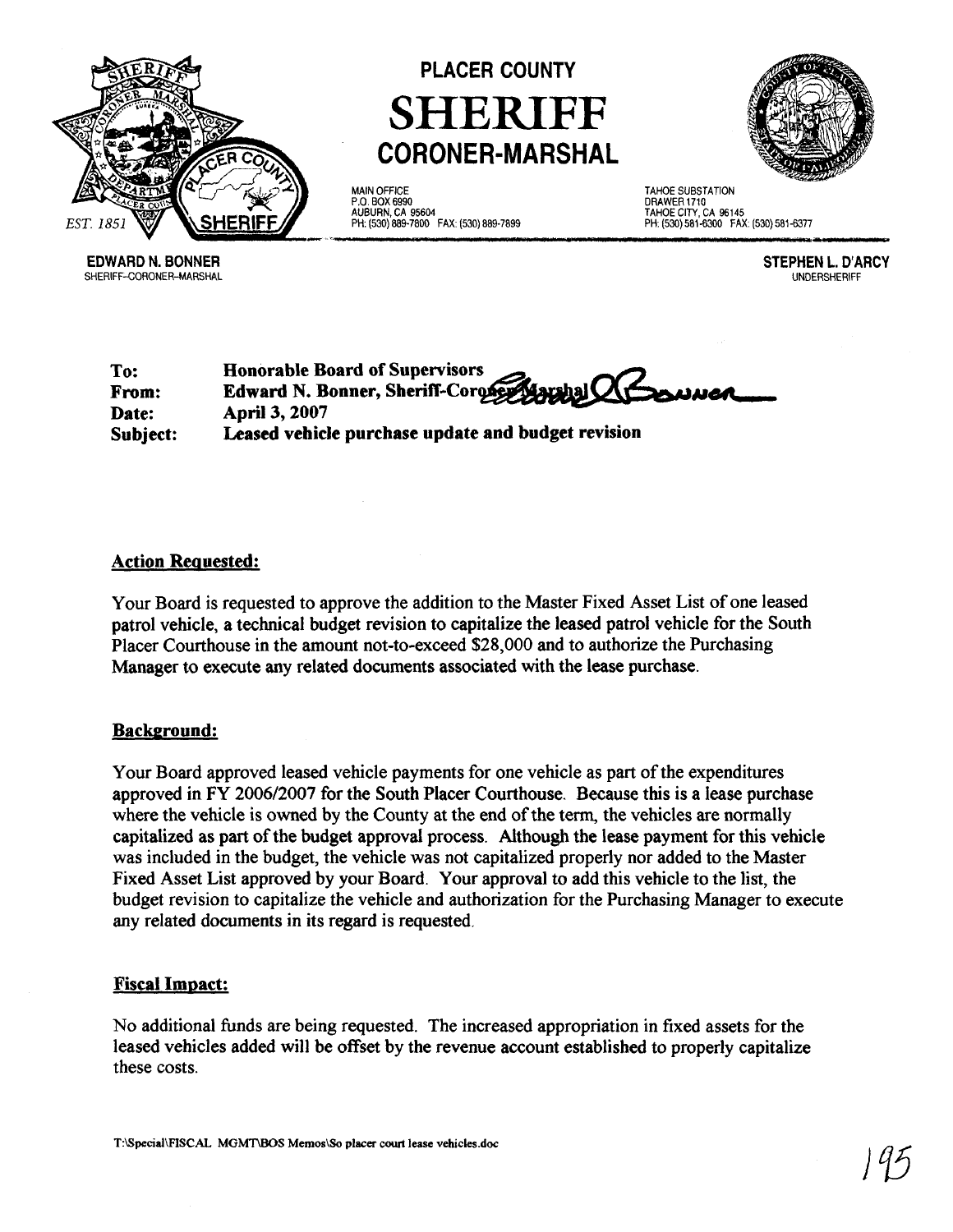# PLACER COUNTY SHERIFF CORONER-MARSHAL

MAIN OFFICE
P.O. BOX 6990
AUBURN, CA 95604
PH: (530) 889-7800 FAX: (530) 889-7899

TAHOE SUBSTATION
DRAWER 1710
TAHOE CITY, CA 96145
PH: (530) 581-6300 FAX: (530) 581-6377

EST. 1851

**EDWARD N. BONNER**
SHERIFF-CORONER-MARSHAL

**STEPHEN L. D'ARCY**
UNDERSHERIFF

**To:** Honorable Board of Supervisors
**From:** Edward N. Bonner, Sheriff-Coroner-Marshal
**Date:** April 3, 2007
**Subject:** Leased vehicle purchase update and budget revision

## Action Requested:

Your Board is requested to approve the addition to the Master Fixed Asset List of one leased patrol vehicle, a technical budget revision to capitalize the leased patrol vehicle for the South Placer Courthouse in the amount not-to-exceed $28,000 and to authorize the Purchasing Manager to execute any related documents associated with the lease purchase.

## Background:

Your Board approved leased vehicle payments for one vehicle as part of the expenditures approved in FY 2006/2007 for the South Placer Courthouse. Because this is a lease purchase where the vehicle is owned by the County at the end of the term, the vehicles are normally capitalized as part of the budget approval process. Although the lease payment for this vehicle was included in the budget, the vehicle was not capitalized properly nor added to the Master Fixed Asset List approved by your Board. Your approval to add this vehicle to the list, the budget revision to capitalize the vehicle and authorization for the Purchasing Manager to execute any related documents in its regard is requested.

## Fiscal Impact:

No additional funds are being requested. The increased appropriation in fixed assets for the leased vehicles added will be offset by the revenue account established to properly capitalize these costs.

T:\Special\FISCAL MGMT\BOS Memos\So placer court lease vehicles.doc